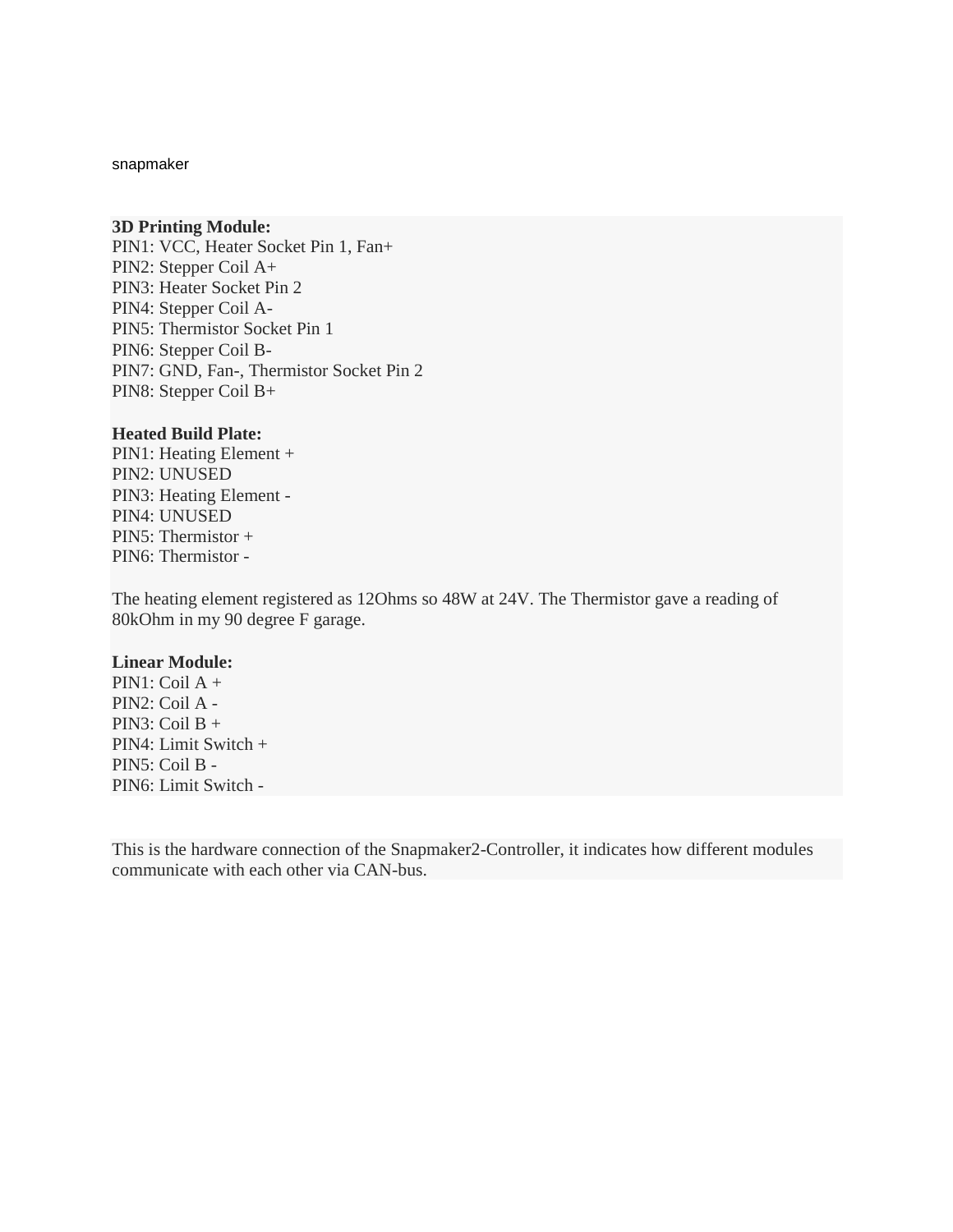snapmaker

**3D Printing Module:**
PIN1: VCC, Heater Socket Pin 1, Fan+
PIN2: Stepper Coil A+
PIN3: Heater Socket Pin 2
PIN4: Stepper Coil A-
PIN5: Thermistor Socket Pin 1
PIN6: Stepper Coil B-
PIN7: GND, Fan-, Thermistor Socket Pin 2
PIN8: Stepper Coil B+

**Heated Build Plate:**
PIN1: Heating Element +
PIN2: UNUSED
PIN3: Heating Element -
PIN4: UNUSED
PIN5: Thermistor +
PIN6: Thermistor -

The heating element registered as 12Ohms so 48W at 24V. The Thermistor gave a reading of 80kOhm in my 90 degree F garage.

**Linear Module:**
PIN1: Coil A +
PIN2: Coil A -
PIN3: Coil B +
PIN4: Limit Switch +
PIN5: Coil B -
PIN6: Limit Switch -

This is the hardware connection of the Snapmaker2-Controller, it indicates how different modules communicate with each other via CAN-bus.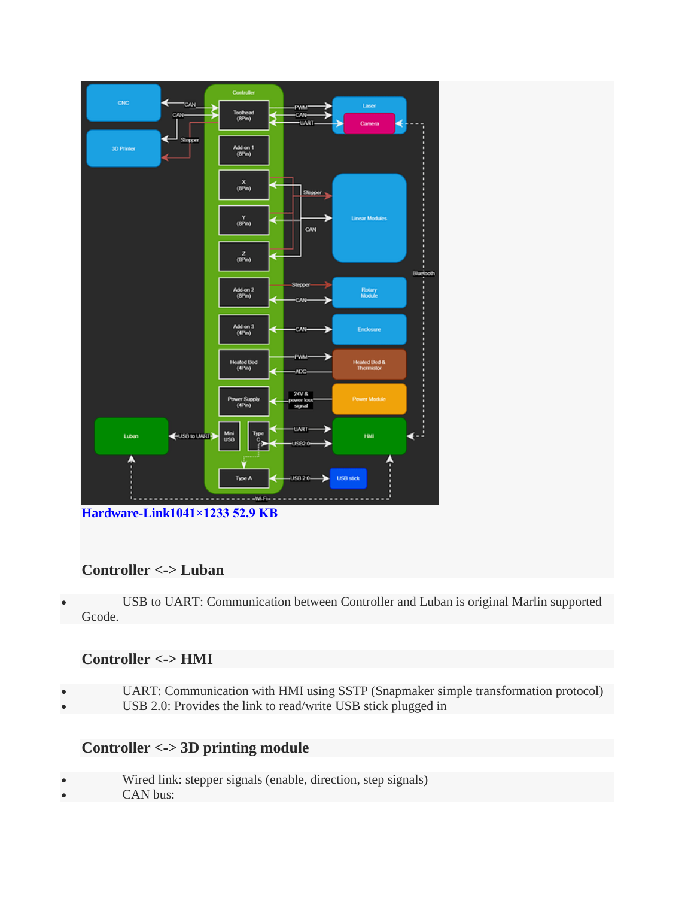Hardware-Link1041×1233 52.9 KB

## Controller <-> Luban

- USB to UART: Communication between Controller and Luban is original Marlin supported Gcode.

## Controller <-> HMI

- UART: Communication with HMI using SSTP (Snapmaker simple transformation protocol)
- USB 2.0: Provides the link to read/write USB stick plugged in

## Controller <-> 3D printing module

- Wired link: stepper signals (enable, direction, step signals)
- CAN bus: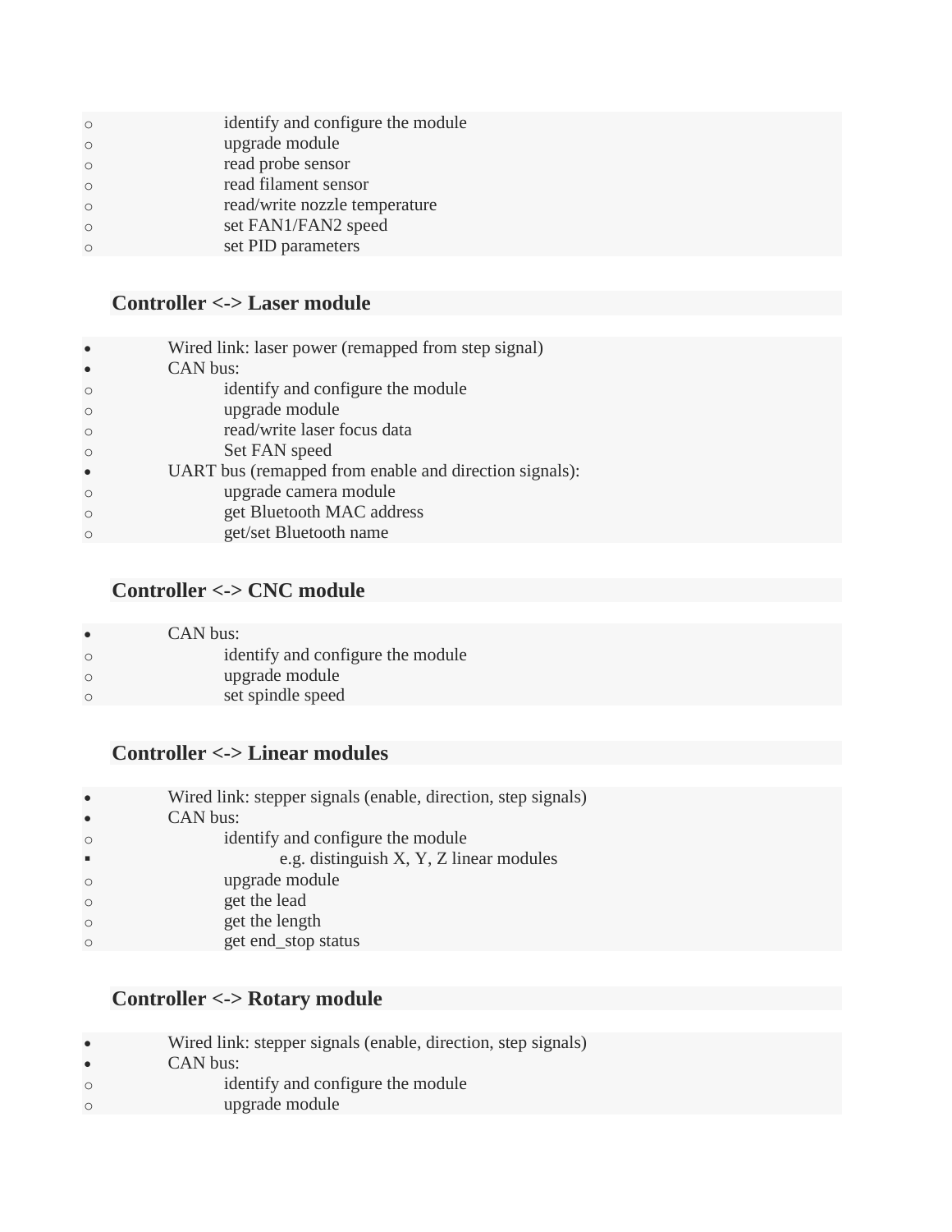- identify and configure the module
    - upgrade module
    - read probe sensor
    - read filament sensor
    - read/write nozzle temperature
    - set FAN1/FAN2 speed
    - set PID parameters

### Controller <-> Laser module

- Wired link: laser power (remapped from step signal)
- CAN bus:
    - identify and configure the module
    - upgrade module
    - read/write laser focus data
    - Set FAN speed
- UART bus (remapped from enable and direction signals):
    - upgrade camera module
    - get Bluetooth MAC address
    - get/set Bluetooth name

### Controller <-> CNC module

- CAN bus:
    - identify and configure the module
    - upgrade module
    - set spindle speed

### Controller <-> Linear modules

- Wired link: stepper signals (enable, direction, step signals)
- CAN bus:
    - identify and configure the module
        - e.g. distinguish X, Y, Z linear modules
    - upgrade module
    - get the lead
    - get the length
    - get end_stop status

### Controller <-> Rotary module

- Wired link: stepper signals (enable, direction, step signals)
- CAN bus:
    - identify and configure the module
    - upgrade module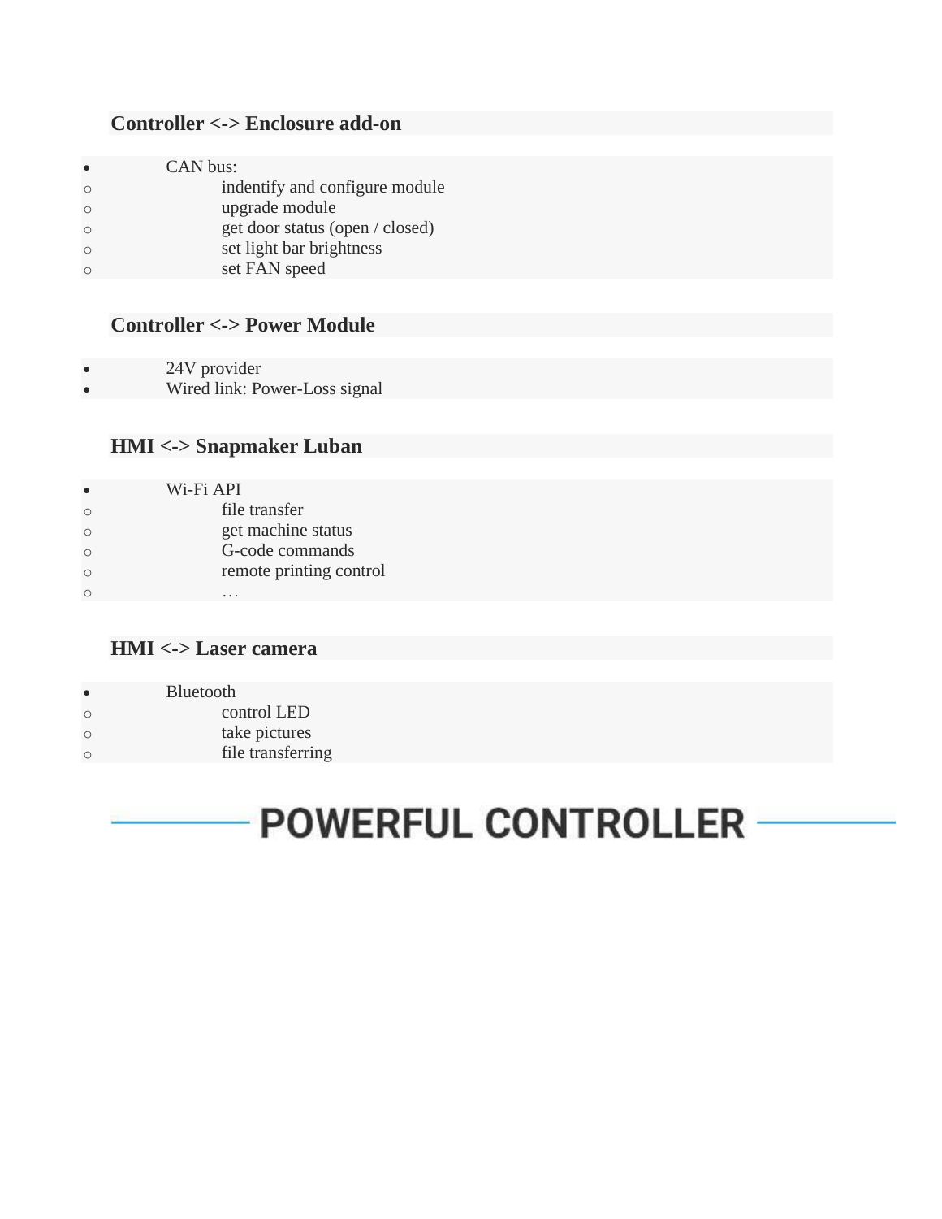### Controller <-> Enclosure add-on

- CAN bus:
  - indentify and configure module
  - upgrade module
  - get door status (open / closed)
  - set light bar brightness
  - set FAN speed

### Controller <-> Power Module

- 24V provider
- Wired link: Power-Loss signal

### HMI <-> Snapmaker Luban

- Wi-Fi API
  - file transfer
  - get machine status
  - G-code commands
  - remote printing control
  - …

### HMI <-> Laser camera

- Bluetooth
  - control LED
  - take pictures
  - file transferring

## POWERFUL CONTROLLER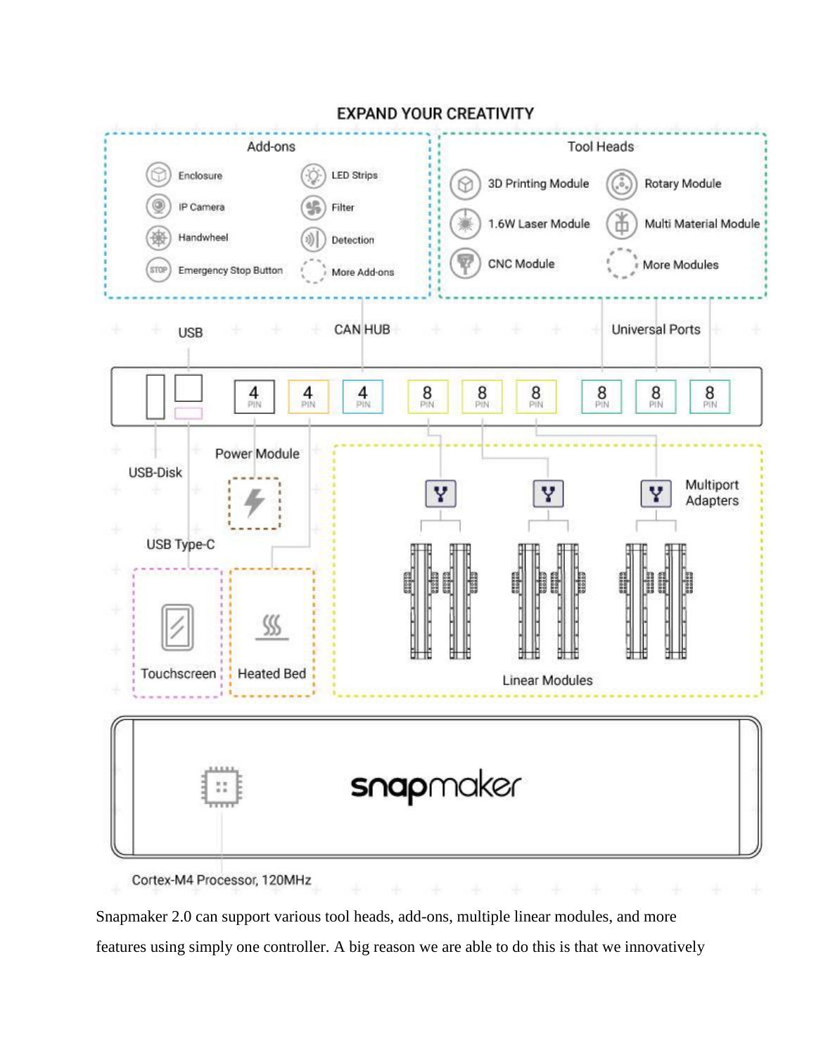Snapmaker 2.0 can support various tool heads, add-ons, multiple linear modules, and more features using simply one controller. A big reason we are able to do this is that we innovatively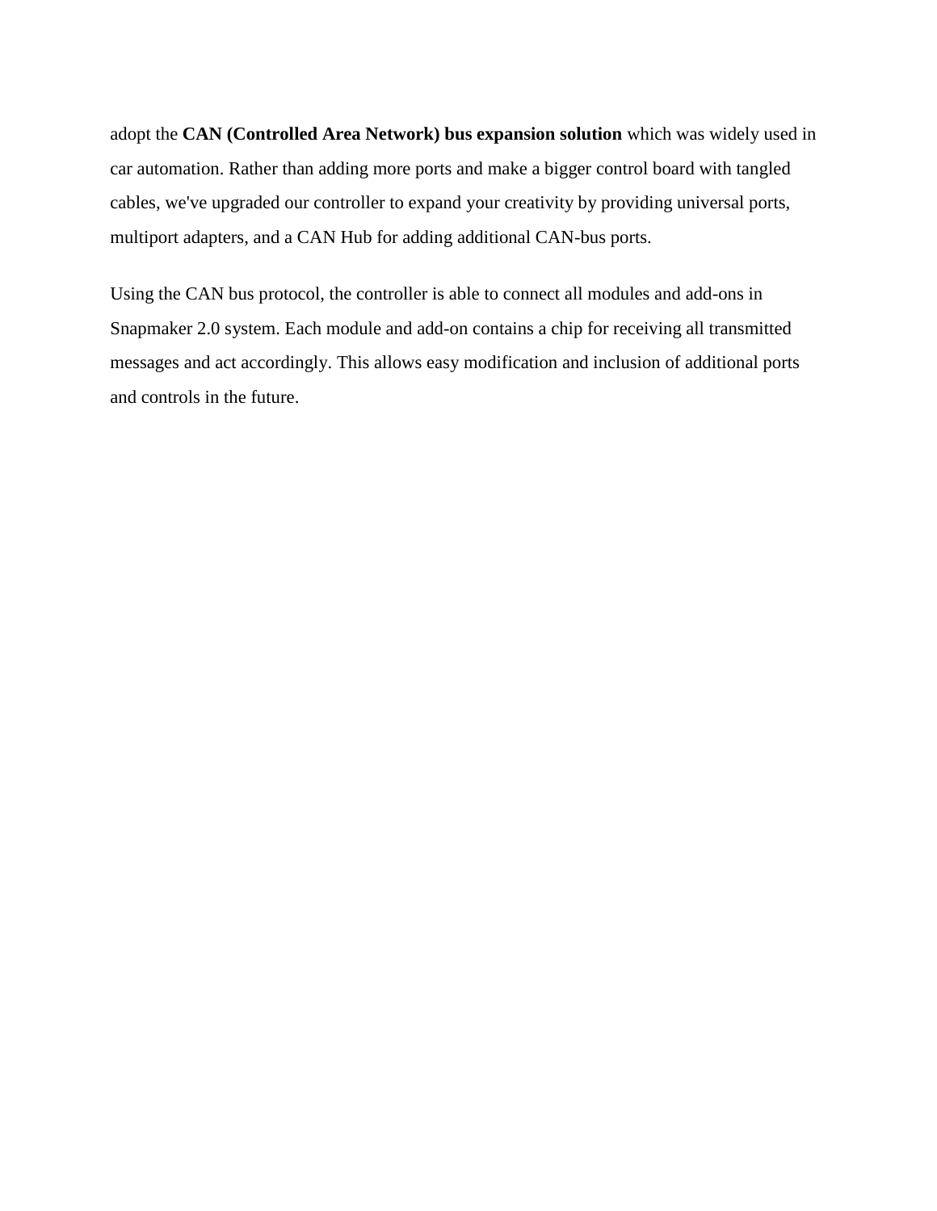adopt the **CAN (Controlled Area Network) bus expansion solution** which was widely used in car automation. Rather than adding more ports and make a bigger control board with tangled cables, we've upgraded our controller to expand your creativity by providing universal ports, multiport adapters, and a CAN Hub for adding additional CAN-bus ports.

Using the CAN bus protocol, the controller is able to connect all modules and add-ons in Snapmaker 2.0 system. Each module and add-on contains a chip for receiving all transmitted messages and act accordingly. This allows easy modification and inclusion of additional ports and controls in the future.